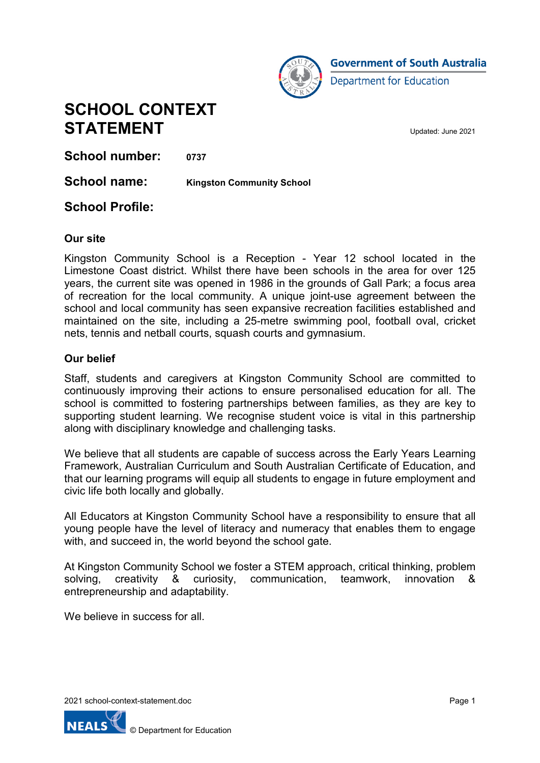Government of South Australia
Department for Education

# SCHOOL CONTEXT STATEMENT

Updated: June 2021

**School number:** 0737

**School name:** Kingston Community School

## School Profile:

### Our site

Kingston Community School is a Reception - Year 12 school located in the Limestone Coast district. Whilst there have been schools in the area for over 125 years, the current site was opened in 1986 in the grounds of Gall Park; a focus area of recreation for the local community. A unique joint-use agreement between the school and local community has seen expansive recreation facilities established and maintained on the site, including a 25-metre swimming pool, football oval, cricket nets, tennis and netball courts, squash courts and gymnasium.

### Our belief

Staff, students and caregivers at Kingston Community School are committed to continuously improving their actions to ensure personalised education for all. The school is committed to fostering partnerships between families, as they are key to supporting student learning. We recognise student voice is vital in this partnership along with disciplinary knowledge and challenging tasks.

We believe that all students are capable of success across the Early Years Learning Framework, Australian Curriculum and South Australian Certificate of Education, and that our learning programs will equip all students to engage in future employment and civic life both locally and globally.

All Educators at Kingston Community School have a responsibility to ensure that all young people have the level of literacy and numeracy that enables them to engage with, and succeed in, the world beyond the school gate.

At Kingston Community School we foster a STEM approach, critical thinking, problem solving, creativity & curiosity, communication, teamwork, innovation & entrepreneurship and adaptability.

We believe in success for all.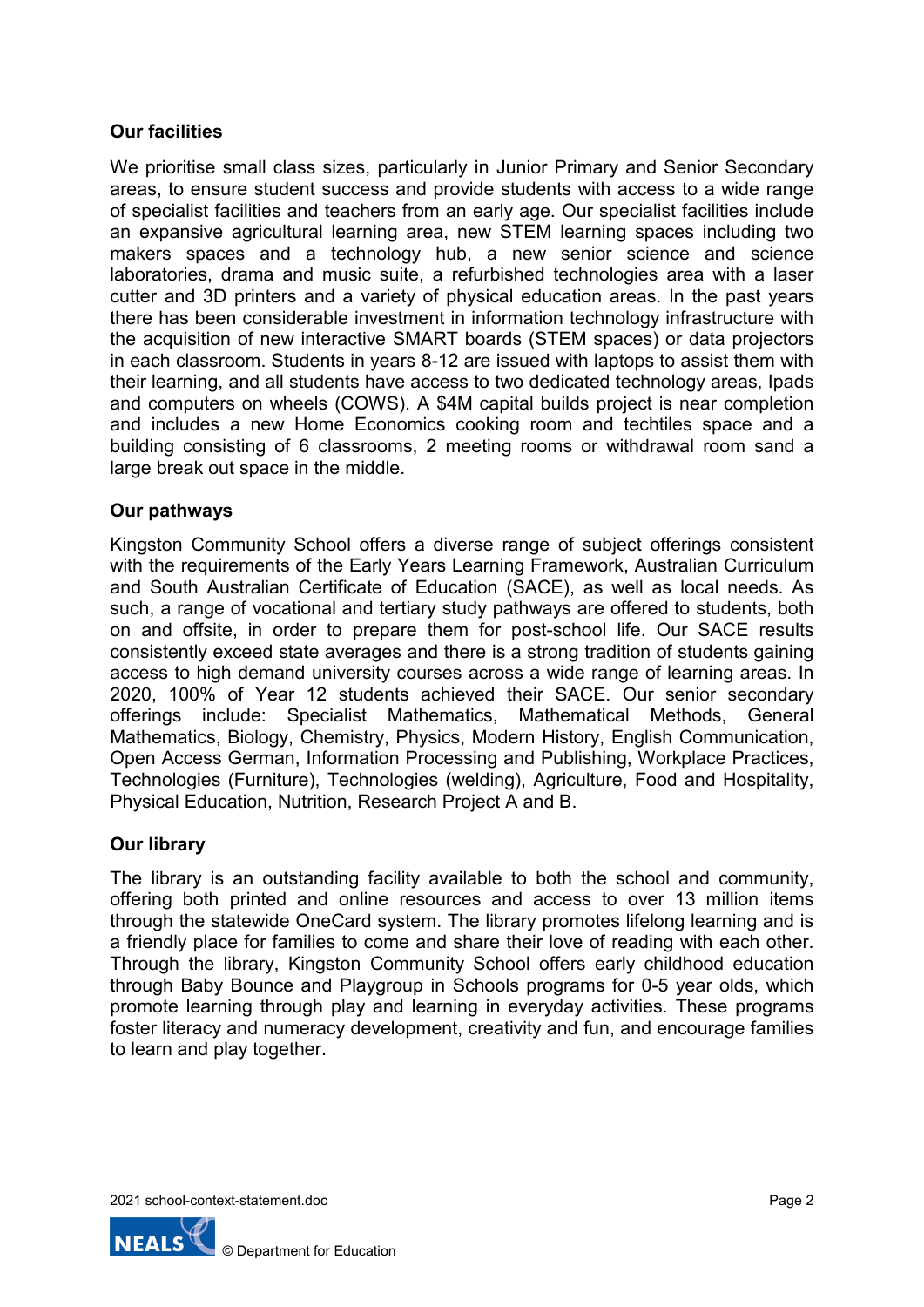## Our facilities

We prioritise small class sizes, particularly in Junior Primary and Senior Secondary areas, to ensure student success and provide students with access to a wide range of specialist facilities and teachers from an early age. Our specialist facilities include an expansive agricultural learning area, new STEM learning spaces including two makers spaces and a technology hub, a new senior science and science laboratories, drama and music suite, a refurbished technologies area with a laser cutter and 3D printers and a variety of physical education areas. In the past years there has been considerable investment in information technology infrastructure with the acquisition of new interactive SMART boards (STEM spaces) or data projectors in each classroom. Students in years 8-12 are issued with laptops to assist them with their learning, and all students have access to two dedicated technology areas, Ipads and computers on wheels (COWS). A $4M capital builds project is near completion and includes a new Home Economics cooking room and techtiles space and a building consisting of 6 classrooms, 2 meeting rooms or withdrawal room sand a large break out space in the middle.

## Our pathways

Kingston Community School offers a diverse range of subject offerings consistent with the requirements of the Early Years Learning Framework, Australian Curriculum and South Australian Certificate of Education (SACE), as well as local needs. As such, a range of vocational and tertiary study pathways are offered to students, both on and offsite, in order to prepare them for post-school life. Our SACE results consistently exceed state averages and there is a strong tradition of students gaining access to high demand university courses across a wide range of learning areas. In 2020, 100% of Year 12 students achieved their SACE. Our senior secondary offerings include: Specialist Mathematics, Mathematical Methods, General Mathematics, Biology, Chemistry, Physics, Modern History, English Communication, Open Access German, Information Processing and Publishing, Workplace Practices, Technologies (Furniture), Technologies (welding), Agriculture, Food and Hospitality, Physical Education, Nutrition, Research Project A and B.

## Our library

The library is an outstanding facility available to both the school and community, offering both printed and online resources and access to over 13 million items through the statewide OneCard system. The library promotes lifelong learning and is a friendly place for families to come and share their love of reading with each other. Through the library, Kingston Community School offers early childhood education through Baby Bounce and Playgroup in Schools programs for 0-5 year olds, which promote learning through play and learning in everyday activities. These programs foster literacy and numeracy development, creativity and fun, and encourage families to learn and play together.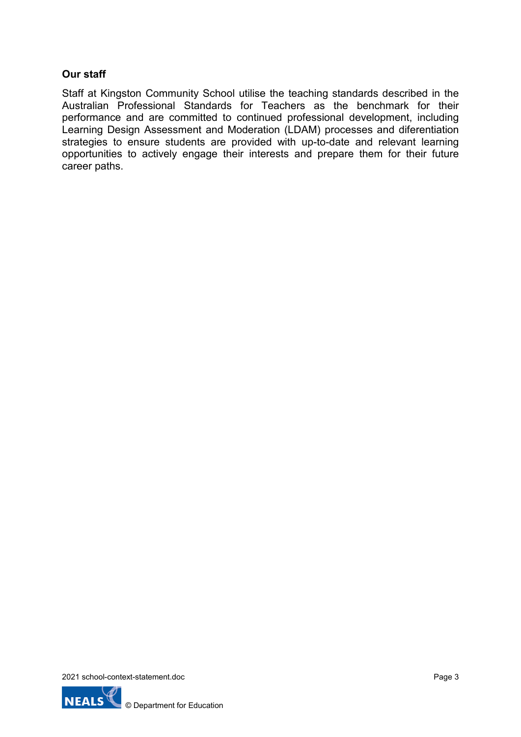**Our staff**

Staff at Kingston Community School utilise the teaching standards described in the Australian Professional Standards for Teachers as the benchmark for their performance and are committed to continued professional development, including Learning Design Assessment and Moderation (LDAM) processes and diferentiation strategies to ensure students are provided with up-to-date and relevant learning opportunities to actively engage their interests and prepare them for their future career paths.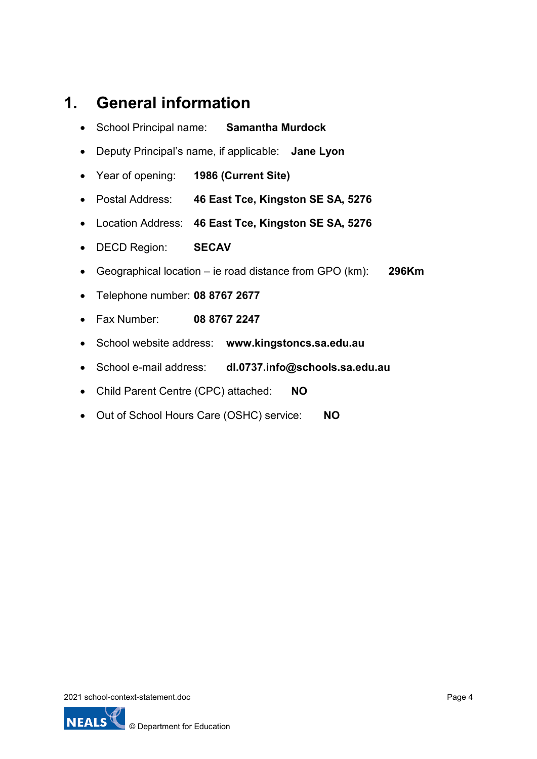# 1. General information

- School Principal name: **Samantha Murdock**
- Deputy Principal's name, if applicable: **Jane Lyon**
- Year of opening: **1986 (Current Site)**
- Postal Address: **46 East Tce, Kingston SE SA, 5276**
- Location Address: **46 East Tce, Kingston SE SA, 5276**
- DECD Region: **SECAV**
- Geographical location – ie road distance from GPO (km): **296Km**
- Telephone number: **08 8767 2677**
- Fax Number: **08 8767 2247**
- School website address: **www.kingstoncs.sa.edu.au**
- School e-mail address: **dl.0737.info@schools.sa.edu.au**
- Child Parent Centre (CPC) attached: **NO**
- Out of School Hours Care (OSHC) service: **NO**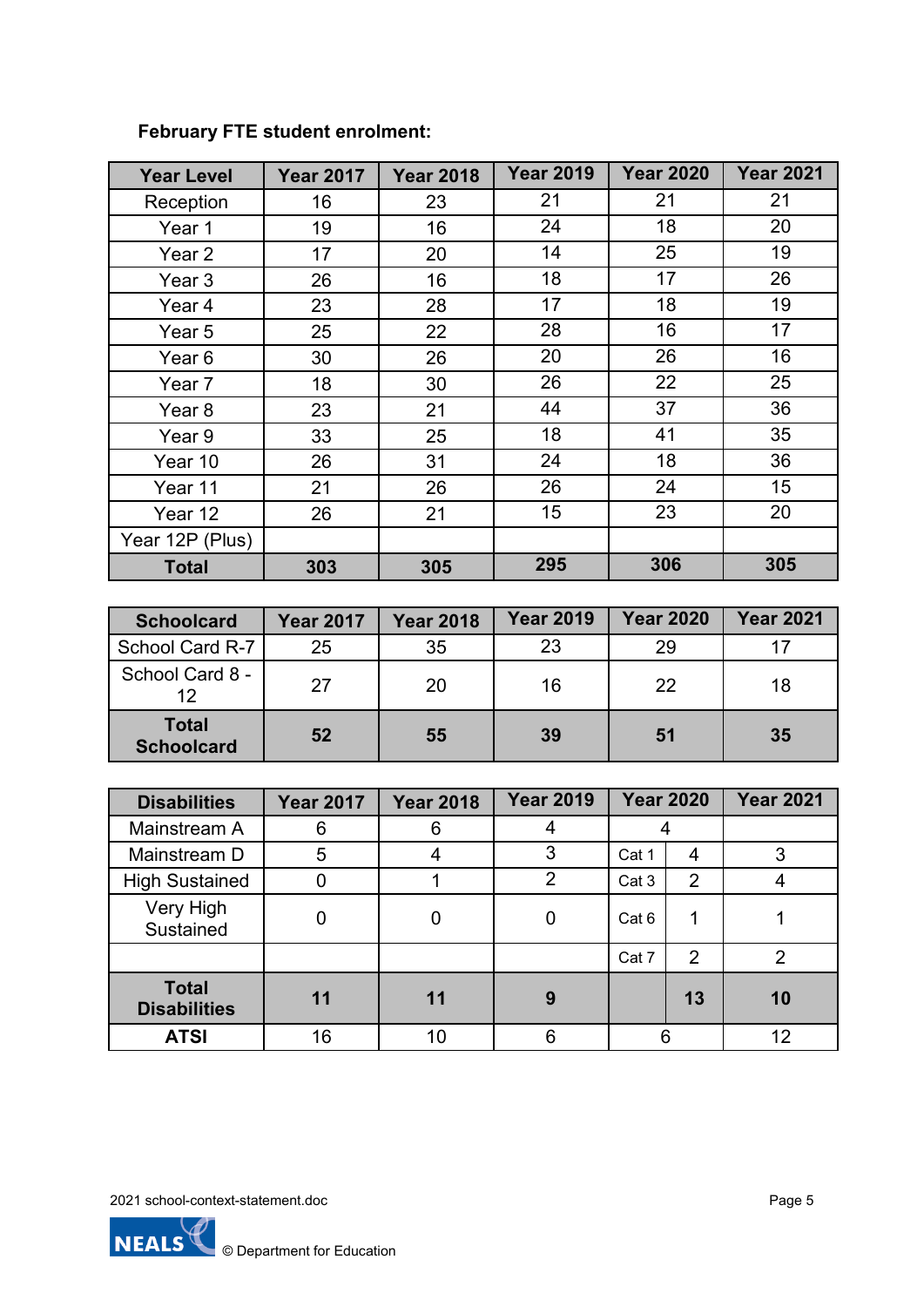**February FTE student enrolment:**

| Year Level | Year 2017 | Year 2018 | Year 2019 | Year 2020 | Year 2021 |
|---|---|---|---|---|---|
| Reception | 16 | 23 | 21 | 21 | 21 |
| Year 1 | 19 | 16 | 24 | 18 | 20 |
| Year 2 | 17 | 20 | 14 | 25 | 19 |
| Year 3 | 26 | 16 | 18 | 17 | 26 |
| Year 4 | 23 | 28 | 17 | 18 | 19 |
| Year 5 | 25 | 22 | 28 | 16 | 17 |
| Year 6 | 30 | 26 | 20 | 26 | 16 |
| Year 7 | 18 | 30 | 26 | 22 | 25 |
| Year 8 | 23 | 21 | 44 | 37 | 36 |
| Year 9 | 33 | 25 | 18 | 41 | 35 |
| Year 10 | 26 | 31 | 24 | 18 | 36 |
| Year 11 | 21 | 26 | 26 | 24 | 15 |
| Year 12 | 26 | 21 | 15 | 23 | 20 |
| Year 12P (Plus) | | | | | |
| **Total** | **303** | **305** | **295** | **306** | **305** |

| Schoolcard | Year 2017 | Year 2018 | Year 2019 | Year 2020 | Year 2021 |
|---|---|---|---|---|---|
| School Card R-7 | 25 | 35 | 23 | 29 | 17 |
| School Card 8 - 12 | 27 | 20 | 16 | 22 | 18 |
| **Total Schoolcard** | **52** | **55** | **39** | **51** | **35** |

| Disabilities | Year 2017 | Year 2018 | Year 2019 | Year 2020 | | Year 2021 |
|---|---|---|---|---|---|---|
| Mainstream A | 6 | 6 | 4 | 4 | | |
| Mainstream D | 5 | 4 | 3 | Cat 1 | 4 | 3 |
| High Sustained | 0 | 1 | 2 | Cat 3 | 2 | 4 |
| Very High Sustained | 0 | 0 | 0 | Cat 6 | 1 | 1 |
| | | | | Cat 7 | 2 | 2 |
| **Total Disabilities** | **11** | **11** | **9** | | **13** | **10** |
| **ATSI** | 16 | 10 | 6 | 6 | | 12 |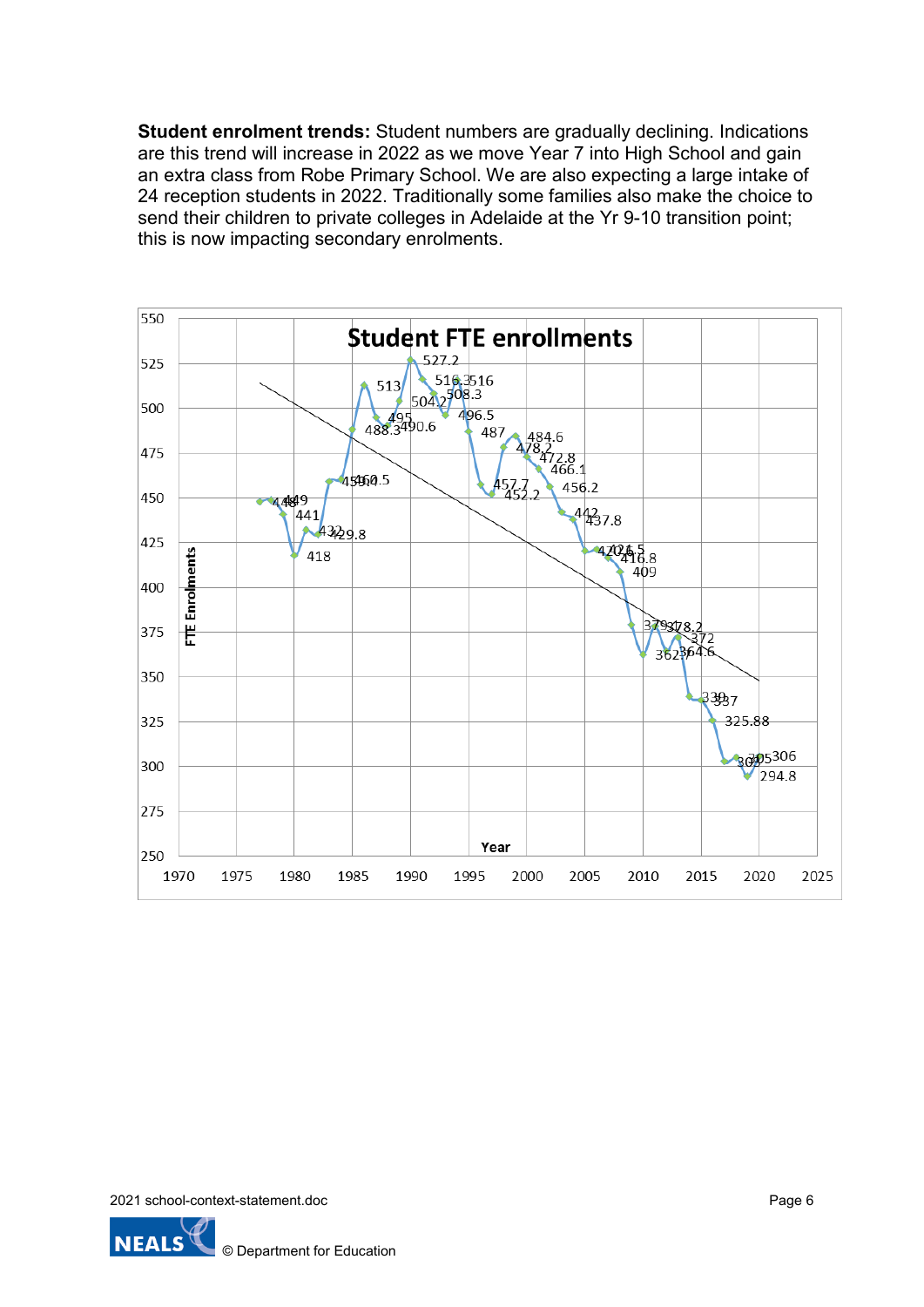**Student enrolment trends:** Student numbers are gradually declining. Indications are this trend will increase in 2022 as we move Year 7 into High School and gain an extra class from Robe Primary School. We are also expecting a large intake of 24 reception students in 2022. Traditionally some families also make the choice to send their children to private colleges in Adelaide at the Yr 9-10 transition point; this is now impacting secondary enrolments.

Student FTE enrollments

FTE Enrolments

Year

448, 449, 441, 418, 432, 429.8, 459, 460.5, 488.3, 513, 495, 490.6, 504.2, 527.2, 516.3, 516, 508.3, 496.5, 487, 457.7, 452.2, 478.2, 484.6, 472.8, 466.1, 456.2, 442, 437.8, 420, 421.5, 416.8, 409, 379, 378.2, 372, 362, 364.6, 339, 337, 325.88, 303, 305, 306, 294.8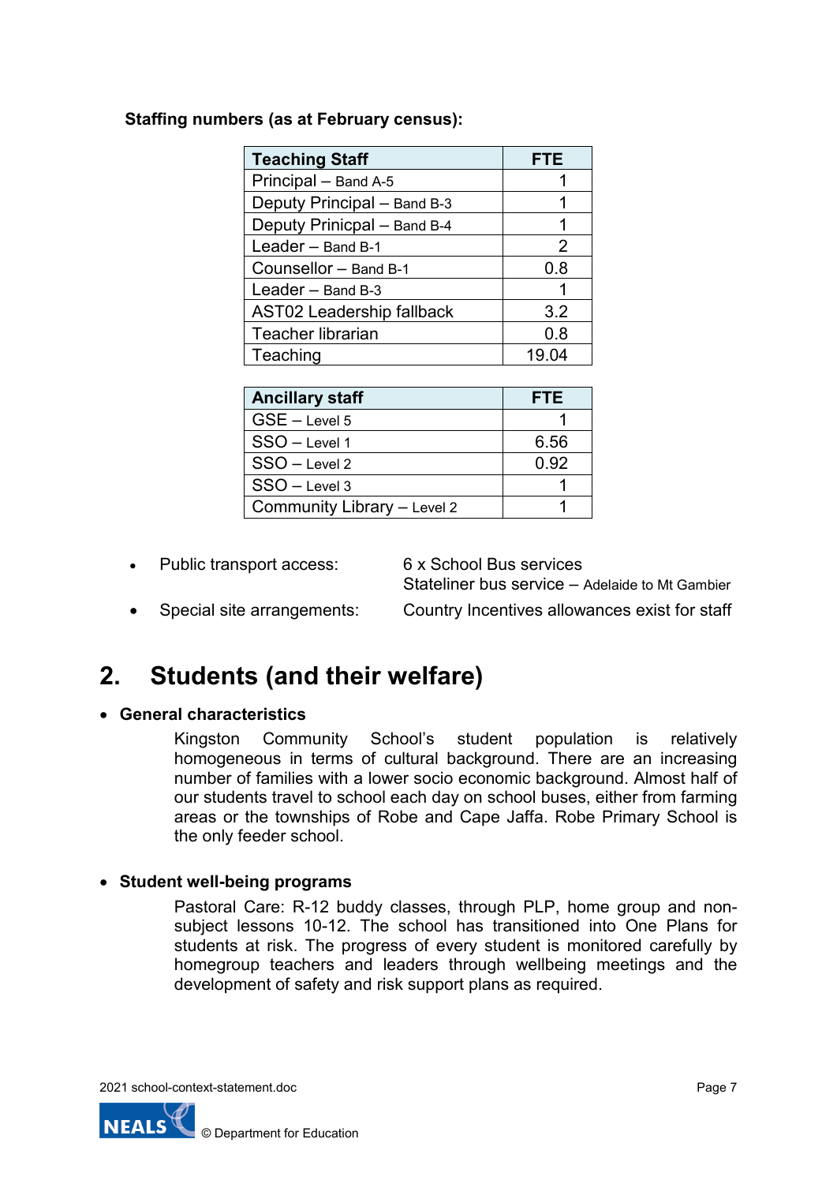**Staffing numbers (as at February census):**

| Teaching Staff | FTE |
| --- | --- |
| Principal – Band A-5 | 1 |
| Deputy Principal – Band B-3 | 1 |
| Deputy Prinicpal – Band B-4 | 1 |
| Leader – Band B-1 | 2 |
| Counsellor – Band B-1 | 0.8 |
| Leader – Band B-3 | 1 |
| AST02 Leadership fallback | 3.2 |
| Teacher librarian | 0.8 |
| Teaching | 19.04 |

| Ancillary staff | FTE |
| --- | --- |
| GSE – Level 5 | 1 |
| SSO – Level 1 | 6.56 |
| SSO – Level 2 | 0.92 |
| SSO – Level 3 | 1 |
| Community Library – Level 2 | 1 |

- Public transport access: 6 x School Bus services
  Stateliner bus service – Adelaide to Mt Gambier
- Special site arrangements: Country Incentives allowances exist for staff

# 2. Students (and their welfare)

- **General characteristics**

Kingston Community School's student population is relatively homogeneous in terms of cultural background. There are an increasing number of families with a lower socio economic background. Almost half of our students travel to school each day on school buses, either from farming areas or the townships of Robe and Cape Jaffa. Robe Primary School is the only feeder school.

- **Student well-being programs**

Pastoral Care: R-12 buddy classes, through PLP, home group and non-subject lessons 10-12. The school has transitioned into One Plans for students at risk. The progress of every student is monitored carefully by homegroup teachers and leaders through wellbeing meetings and the development of safety and risk support plans as required.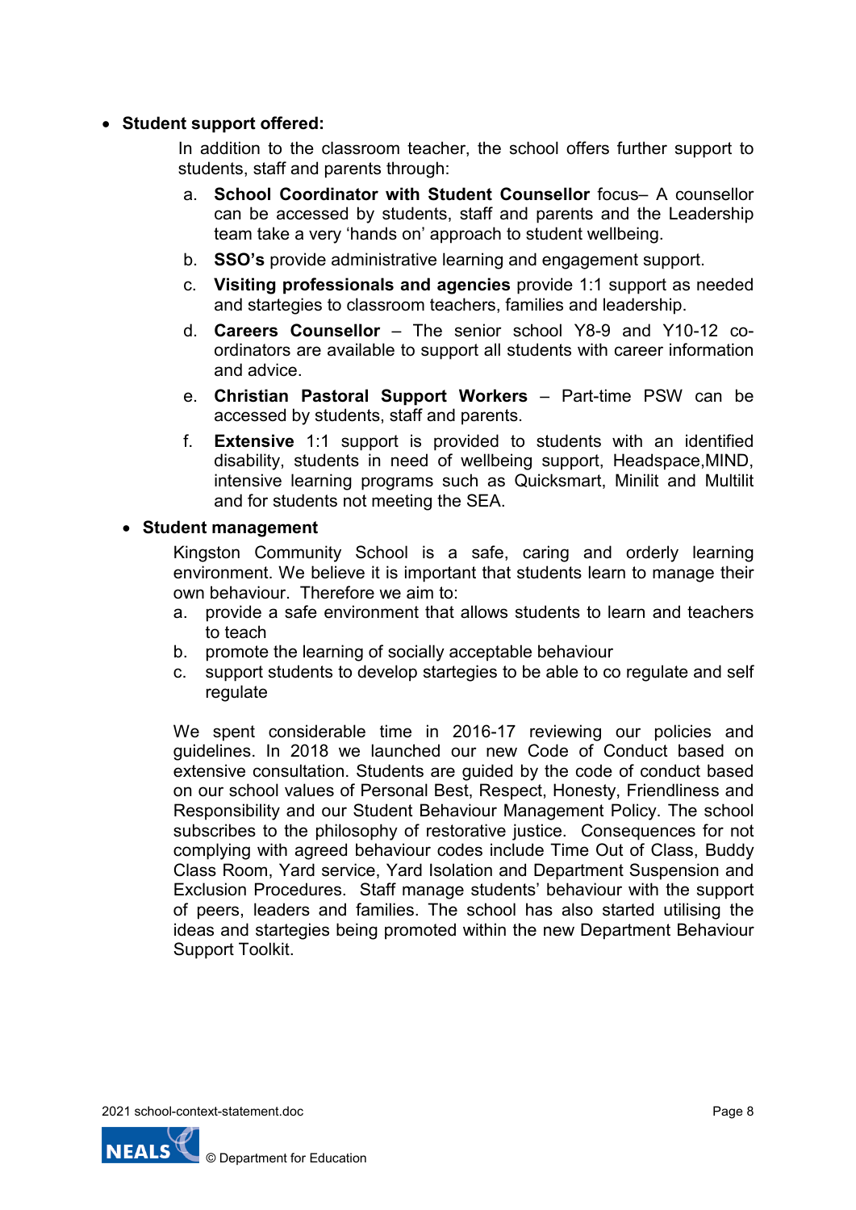- **Student support offered:**

  In addition to the classroom teacher, the school offers further support to students, staff and parents through:

  a. **School Coordinator with Student Counsellor** focus– A counsellor can be accessed by students, staff and parents and the Leadership team take a very 'hands on' approach to student wellbeing.
  b. **SSO's** provide administrative learning and engagement support.
  c. **Visiting professionals and agencies** provide 1:1 support as needed and startegies to classroom teachers, families and leadership.
  d. **Careers Counsellor** – The senior school Y8-9 and Y10-12 co-ordinators are available to support all students with career information and advice.
  e. **Christian Pastoral Support Workers** – Part-time PSW can be accessed by students, staff and parents.
  f. **Extensive** 1:1 support is provided to students with an identified disability, students in need of wellbeing support, Headspace,MIND, intensive learning programs such as Quicksmart, Minilit and Multilit and for students not meeting the SEA.

- **Student management**

  Kingston Community School is a safe, caring and orderly learning environment. We believe it is important that students learn to manage their own behaviour. Therefore we aim to:

  a. provide a safe environment that allows students to learn and teachers to teach
  b. promote the learning of socially acceptable behaviour
  c. support students to develop startegies to be able to co regulate and self regulate

  We spent considerable time in 2016-17 reviewing our policies and guidelines. In 2018 we launched our new Code of Conduct based on extensive consultation. Students are guided by the code of conduct based on our school values of Personal Best, Respect, Honesty, Friendliness and Responsibility and our Student Behaviour Management Policy. The school subscribes to the philosophy of restorative justice. Consequences for not complying with agreed behaviour codes include Time Out of Class, Buddy Class Room, Yard service, Yard Isolation and Department Suspension and Exclusion Procedures. Staff manage students' behaviour with the support of peers, leaders and families. The school has also started utilising the ideas and startegies being promoted within the new Department Behaviour Support Toolkit.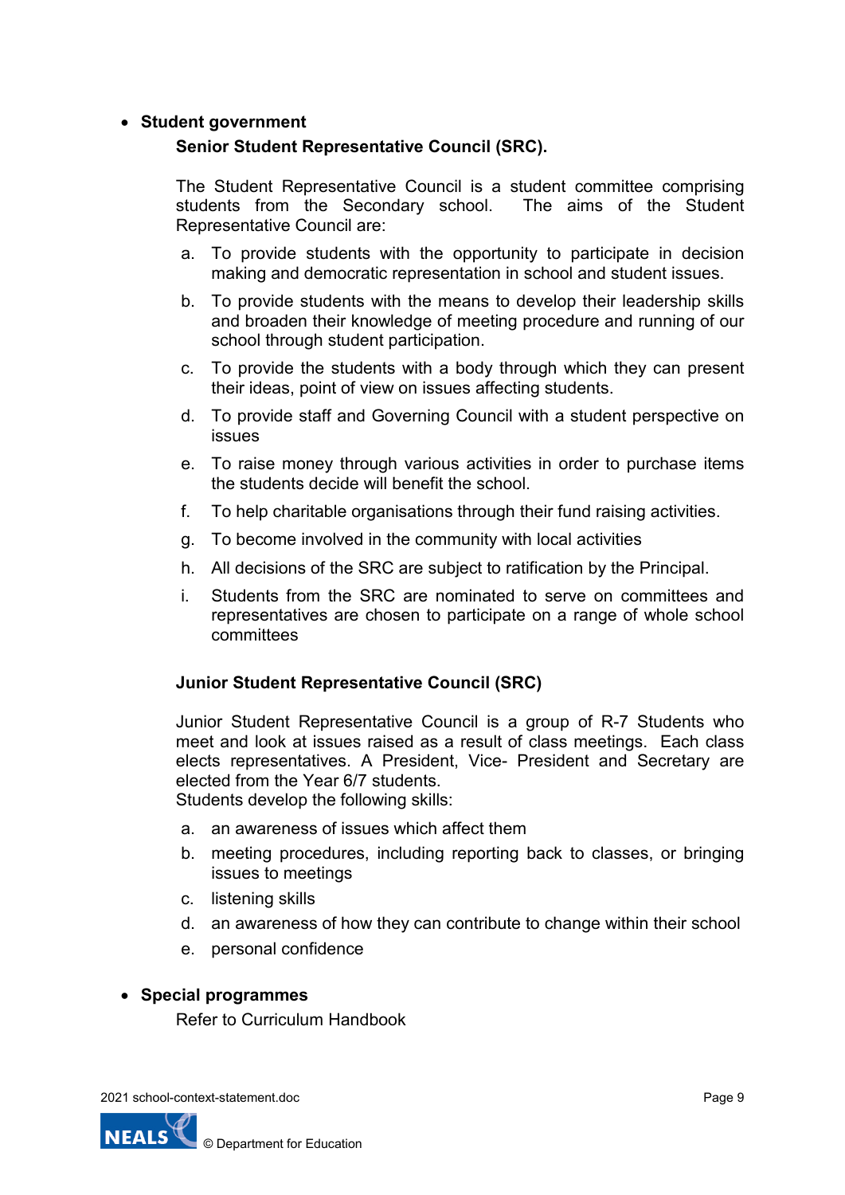- **Student government**

  **Senior Student Representative Council (SRC).**

  The Student Representative Council is a student committee comprising students from the Secondary school. The aims of the Student Representative Council are:

  a. To provide students with the opportunity to participate in decision making and democratic representation in school and student issues.

  b. To provide students with the means to develop their leadership skills and broaden their knowledge of meeting procedure and running of our school through student participation.

  c. To provide the students with a body through which they can present their ideas, point of view on issues affecting students.

  d. To provide staff and Governing Council with a student perspective on issues

  e. To raise money through various activities in order to purchase items the students decide will benefit the school.

  f. To help charitable organisations through their fund raising activities.

  g. To become involved in the community with local activities

  h. All decisions of the SRC are subject to ratification by the Principal.

  i. Students from the SRC are nominated to serve on committees and representatives are chosen to participate on a range of whole school committees

  **Junior Student Representative Council (SRC)**

  Junior Student Representative Council is a group of R-7 Students who meet and look at issues raised as a result of class meetings. Each class elects representatives. A President, Vice- President and Secretary are elected from the Year 6/7 students.
  Students develop the following skills:

  a. an awareness of issues which affect them

  b. meeting procedures, including reporting back to classes, or bringing issues to meetings

  c. listening skills

  d. an awareness of how they can contribute to change within their school

  e. personal confidence

- **Special programmes**

  Refer to Curriculum Handbook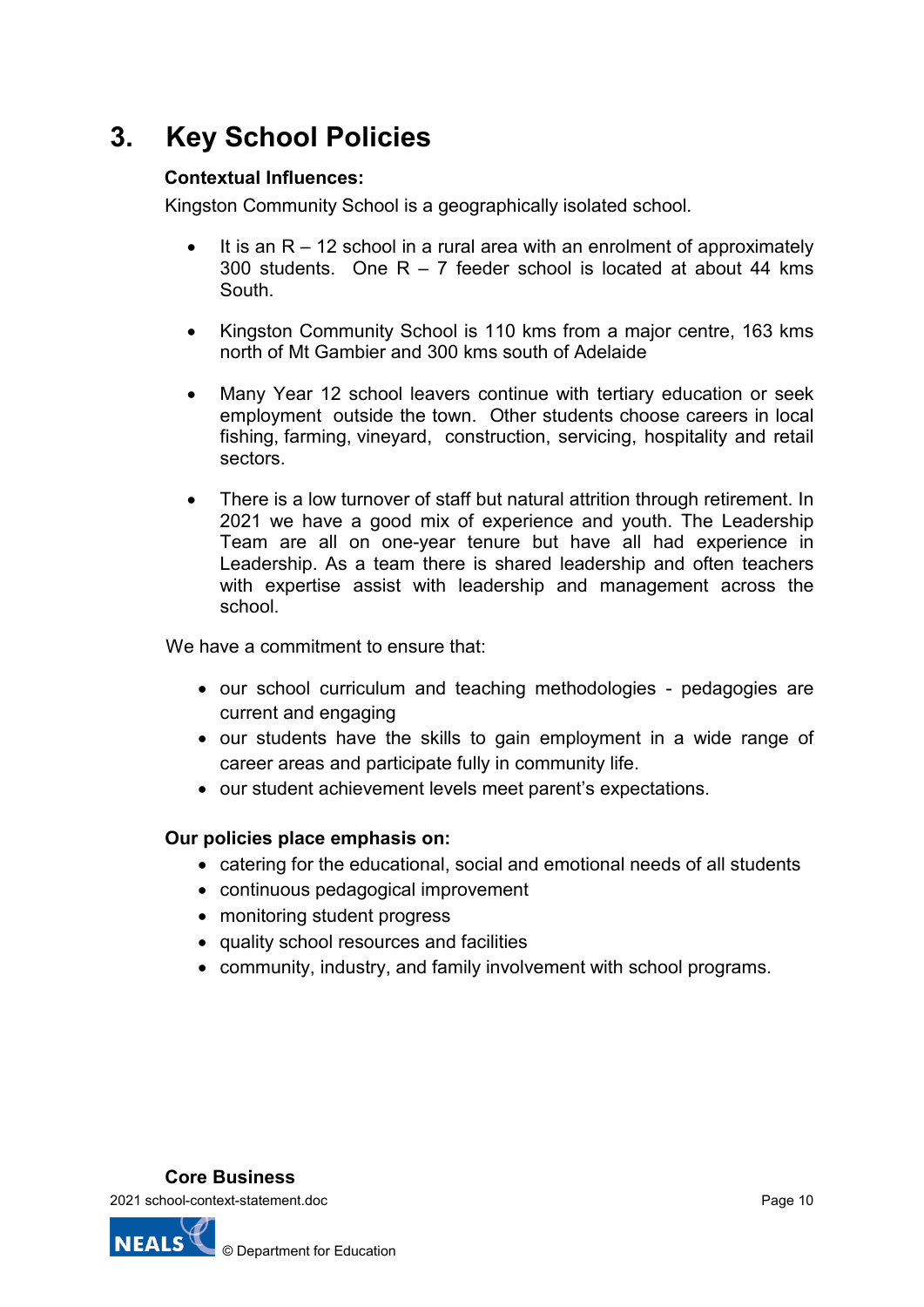# 3. Key School Policies

**Contextual Influences:**

Kingston Community School is a geographically isolated school.

- It is an R – 12 school in a rural area with an enrolment of approximately 300 students. One R – 7 feeder school is located at about 44 kms South.
- Kingston Community School is 110 kms from a major centre, 163 kms north of Mt Gambier and 300 kms south of Adelaide
- Many Year 12 school leavers continue with tertiary education or seek employment outside the town. Other students choose careers in local fishing, farming, vineyard, construction, servicing, hospitality and retail sectors.
- There is a low turnover of staff but natural attrition through retirement. In 2021 we have a good mix of experience and youth. The Leadership Team are all on one-year tenure but have all had experience in Leadership. As a team there is shared leadership and often teachers with expertise assist with leadership and management across the school.

We have a commitment to ensure that:

- our school curriculum and teaching methodologies - pedagogies are current and engaging
- our students have the skills to gain employment in a wide range of career areas and participate fully in community life.
- our student achievement levels meet parent's expectations.

**Our policies place emphasis on:**

- catering for the educational, social and emotional needs of all students
- continuous pedagogical improvement
- monitoring student progress
- quality school resources and facilities
- community, industry, and family involvement with school programs.

**Core Business**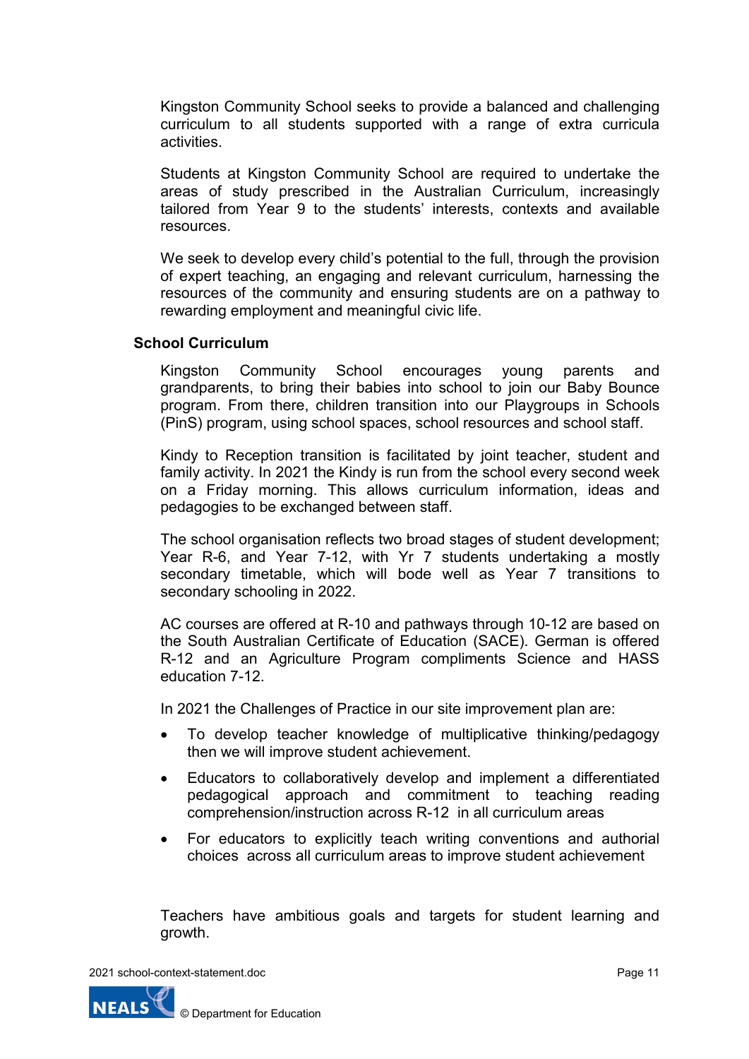Kingston Community School seeks to provide a balanced and challenging curriculum to all students supported with a range of extra curricula activities.

Students at Kingston Community School are required to undertake the areas of study prescribed in the Australian Curriculum, increasingly tailored from Year 9 to the students' interests, contexts and available resources.

We seek to develop every child's potential to the full, through the provision of expert teaching, an engaging and relevant curriculum, harnessing the resources of the community and ensuring students are on a pathway to rewarding employment and meaningful civic life.

**School Curriculum**

Kingston Community School encourages young parents and grandparents, to bring their babies into school to join our Baby Bounce program. From there, children transition into our Playgroups in Schools (PinS) program, using school spaces, school resources and school staff.

Kindy to Reception transition is facilitated by joint teacher, student and family activity. In 2021 the Kindy is run from the school every second week on a Friday morning. This allows curriculum information, ideas and pedagogies to be exchanged between staff.

The school organisation reflects two broad stages of student development; Year R-6, and Year 7-12, with Yr 7 students undertaking a mostly secondary timetable, which will bode well as Year 7 transitions to secondary schooling in 2022.

AC courses are offered at R-10 and pathways through 10-12 are based on the South Australian Certificate of Education (SACE). German is offered R-12 and an Agriculture Program compliments Science and HASS education 7-12.

In 2021 the Challenges of Practice in our site improvement plan are:

- To develop teacher knowledge of multiplicative thinking/pedagogy then we will improve student achievement.
- Educators to collaboratively develop and implement a differentiated pedagogical approach and commitment to teaching reading comprehension/instruction across R-12 in all curriculum areas
- For educators to explicitly teach writing conventions and authorial choices across all curriculum areas to improve student achievement

Teachers have ambitious goals and targets for student learning and growth.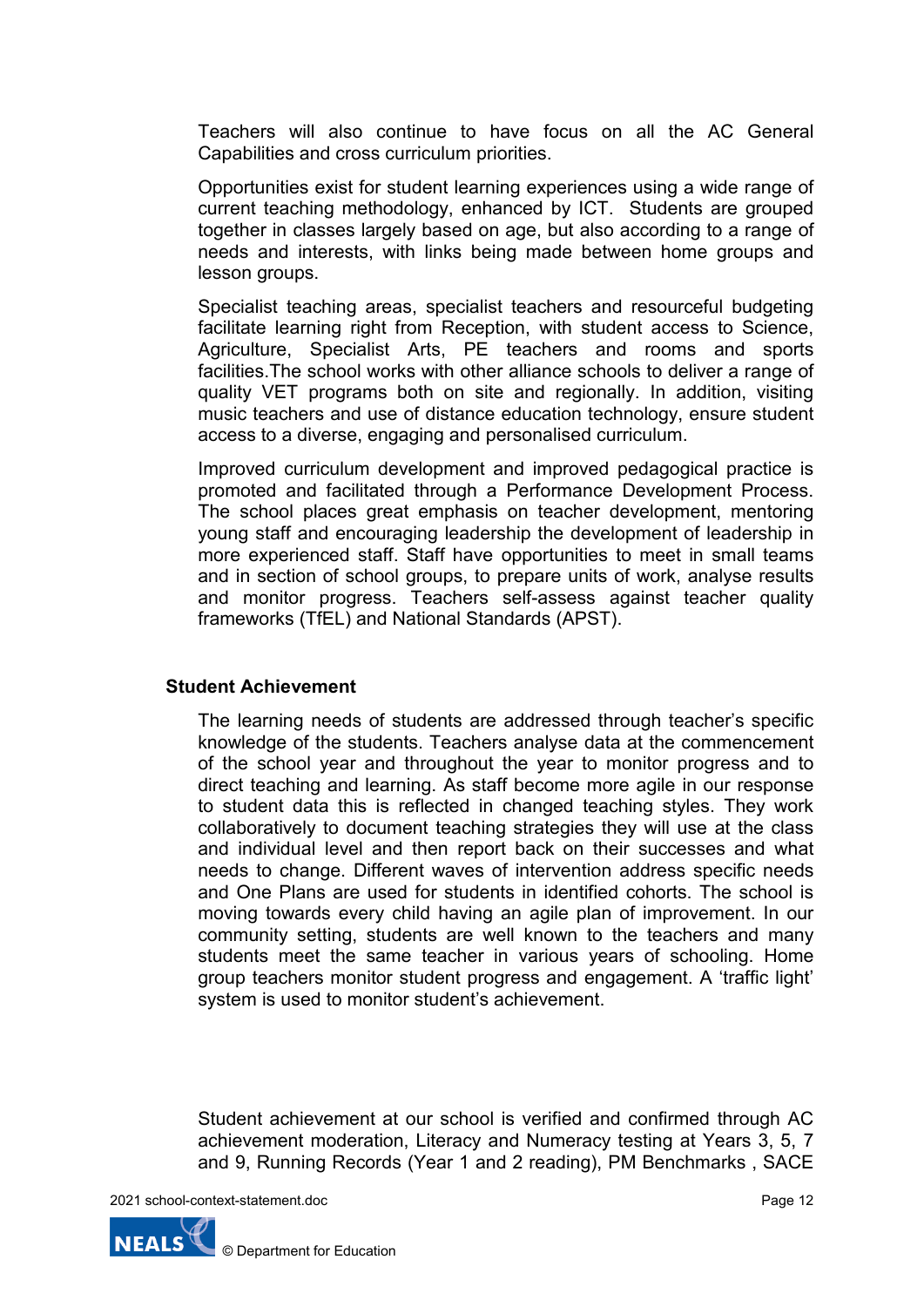Teachers will also continue to have focus on all the AC General Capabilities and cross curriculum priorities.

Opportunities exist for student learning experiences using a wide range of current teaching methodology, enhanced by ICT. Students are grouped together in classes largely based on age, but also according to a range of needs and interests, with links being made between home groups and lesson groups.

Specialist teaching areas, specialist teachers and resourceful budgeting facilitate learning right from Reception, with student access to Science, Agriculture, Specialist Arts, PE teachers and rooms and sports facilities.The school works with other alliance schools to deliver a range of quality VET programs both on site and regionally. In addition, visiting music teachers and use of distance education technology, ensure student access to a diverse, engaging and personalised curriculum.

Improved curriculum development and improved pedagogical practice is promoted and facilitated through a Performance Development Process. The school places great emphasis on teacher development, mentoring young staff and encouraging leadership the development of leadership in more experienced staff. Staff have opportunities to meet in small teams and in section of school groups, to prepare units of work, analyse results and monitor progress. Teachers self-assess against teacher quality frameworks (TfEL) and National Standards (APST).

**Student Achievement**

The learning needs of students are addressed through teacher's specific knowledge of the students. Teachers analyse data at the commencement of the school year and throughout the year to monitor progress and to direct teaching and learning. As staff become more agile in our response to student data this is reflected in changed teaching styles. They work collaboratively to document teaching strategies they will use at the class and individual level and then report back on their successes and what needs to change. Different waves of intervention address specific needs and One Plans are used for students in identified cohorts. The school is moving towards every child having an agile plan of improvement. In our community setting, students are well known to the teachers and many students meet the same teacher in various years of schooling. Home group teachers monitor student progress and engagement. A 'traffic light' system is used to monitor student's achievement.

Student achievement at our school is verified and confirmed through AC achievement moderation, Literacy and Numeracy testing at Years 3, 5, 7 and 9, Running Records (Year 1 and 2 reading), PM Benchmarks , SACE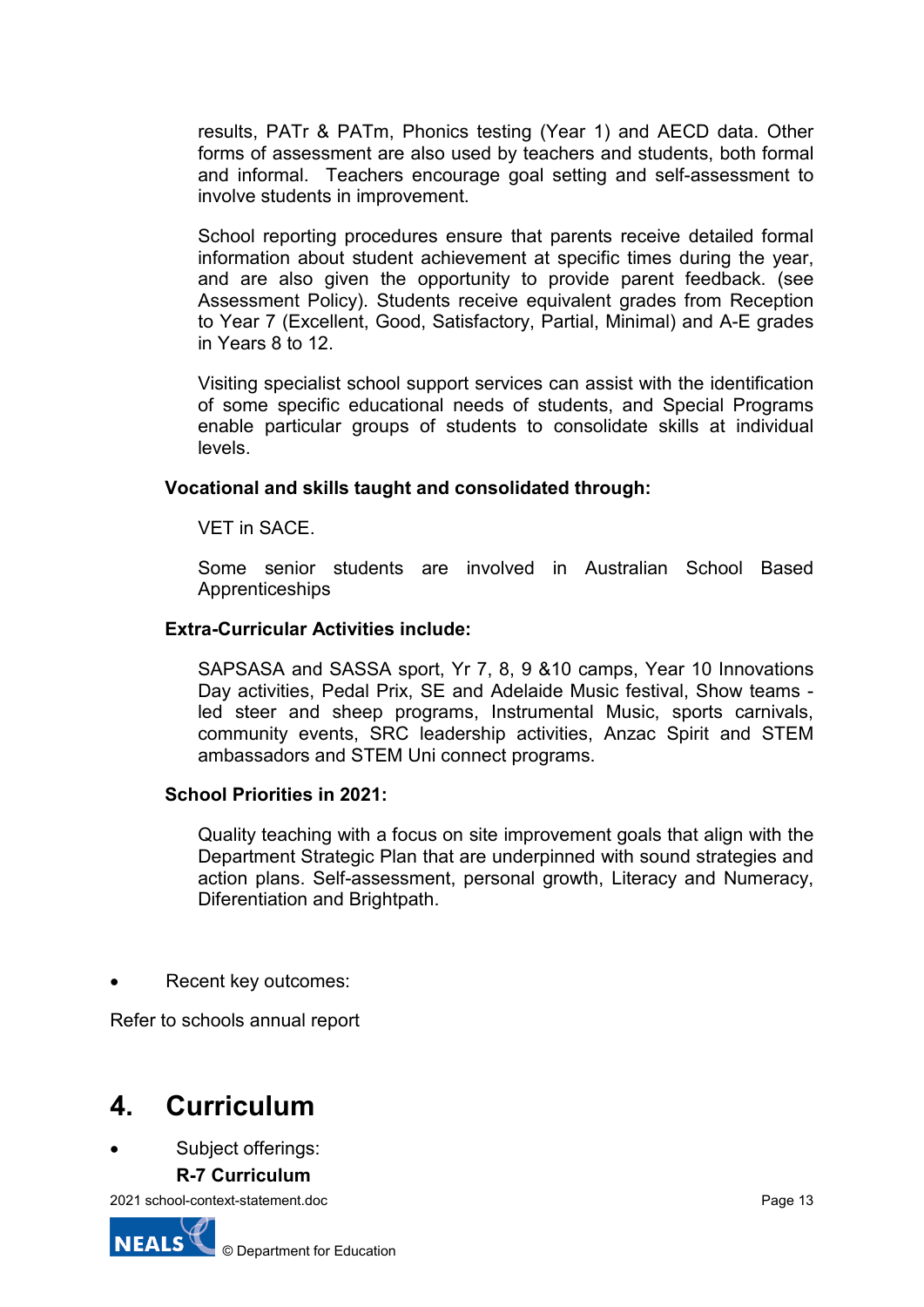results, PATr & PATm, Phonics testing (Year 1) and AECD data. Other forms of assessment are also used by teachers and students, both formal and informal. Teachers encourage goal setting and self-assessment to involve students in improvement.

School reporting procedures ensure that parents receive detailed formal information about student achievement at specific times during the year, and are also given the opportunity to provide parent feedback. (see Assessment Policy). Students receive equivalent grades from Reception to Year 7 (Excellent, Good, Satisfactory, Partial, Minimal) and A-E grades in Years 8 to 12.

Visiting specialist school support services can assist with the identification of some specific educational needs of students, and Special Programs enable particular groups of students to consolidate skills at individual levels.

**Vocational and skills taught and consolidated through:**

VET in SACE.

Some senior students are involved in Australian School Based Apprenticeships

**Extra-Curricular Activities include:**

SAPSASA and SASSA sport, Yr 7, 8, 9 &10 camps, Year 10 Innovations Day activities, Pedal Prix, SE and Adelaide Music festival, Show teams - led steer and sheep programs, Instrumental Music, sports carnivals, community events, SRC leadership activities, Anzac Spirit and STEM ambassadors and STEM Uni connect programs.

**School Priorities in 2021:**

Quality teaching with a focus on site improvement goals that align with the Department Strategic Plan that are underpinned with sound strategies and action plans. Self-assessment, personal growth, Literacy and Numeracy, Diferentiation and Brightpath.

- Recent key outcomes:

Refer to schools annual report

# 4. Curriculum

- Subject offerings:

**R-7 Curriculum**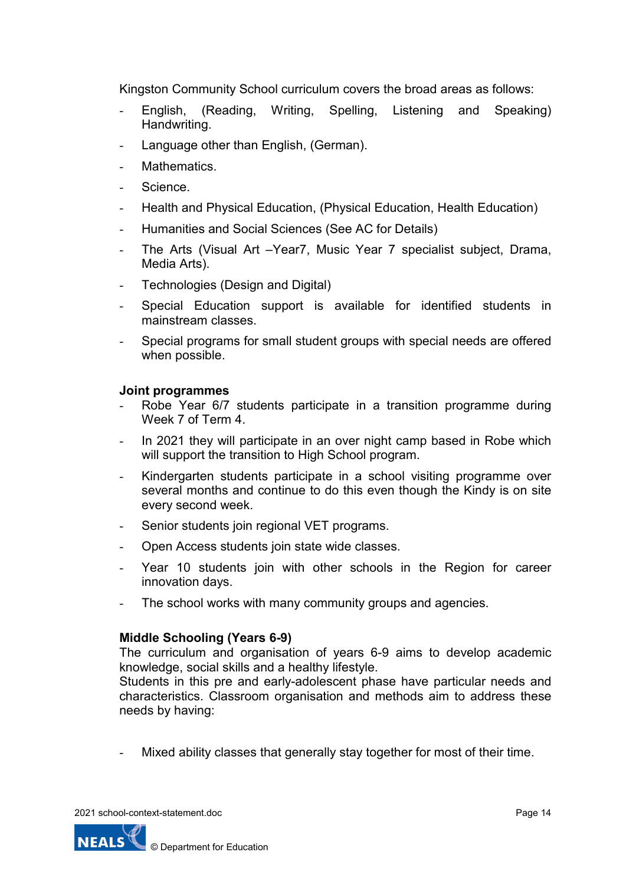Kingston Community School curriculum covers the broad areas as follows:

- English, (Reading, Writing, Spelling, Listening and Speaking) Handwriting.
- Language other than English, (German).
- Mathematics.
- Science.
- Health and Physical Education, (Physical Education, Health Education)
- Humanities and Social Sciences (See AC for Details)
- The Arts (Visual Art –Year7, Music Year 7 specialist subject, Drama, Media Arts).
- Technologies (Design and Digital)
- Special Education support is available for identified students in mainstream classes.
- Special programs for small student groups with special needs are offered when possible.

**Joint programmes**

- Robe Year 6/7 students participate in a transition programme during Week 7 of Term 4.
- In 2021 they will participate in an over night camp based in Robe which will support the transition to High School program.
- Kindergarten students participate in a school visiting programme over several months and continue to do this even though the Kindy is on site every second week.
- Senior students join regional VET programs.
- Open Access students join state wide classes.
- Year 10 students join with other schools in the Region for career innovation days.
- The school works with many community groups and agencies.

**Middle Schooling (Years 6-9)**

The curriculum and organisation of years 6-9 aims to develop academic knowledge, social skills and a healthy lifestyle.

Students in this pre and early-adolescent phase have particular needs and characteristics. Classroom organisation and methods aim to address these needs by having:

- Mixed ability classes that generally stay together for most of their time.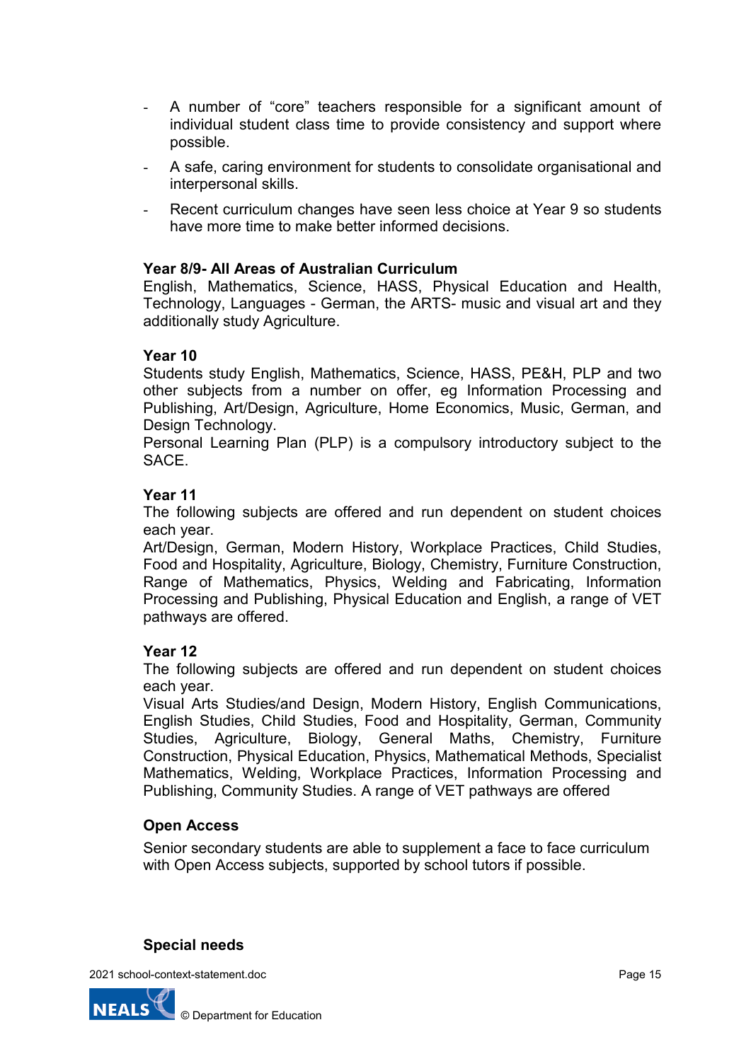- A number of "core" teachers responsible for a significant amount of individual student class time to provide consistency and support where possible.
- A safe, caring environment for students to consolidate organisational and interpersonal skills.
- Recent curriculum changes have seen less choice at Year 9 so students have more time to make better informed decisions.

**Year 8/9- All Areas of Australian Curriculum**
English, Mathematics, Science, HASS, Physical Education and Health, Technology, Languages - German, the ARTS- music and visual art and they additionally study Agriculture.

**Year 10**
Students study English, Mathematics, Science, HASS, PE&H, PLP and two other subjects from a number on offer, eg Information Processing and Publishing, Art/Design, Agriculture, Home Economics, Music, German, and Design Technology.
Personal Learning Plan (PLP) is a compulsory introductory subject to the SACE.

**Year 11**
The following subjects are offered and run dependent on student choices each year.
Art/Design, German, Modern History, Workplace Practices, Child Studies, Food and Hospitality, Agriculture, Biology, Chemistry, Furniture Construction, Range of Mathematics, Physics, Welding and Fabricating, Information Processing and Publishing, Physical Education and English, a range of VET pathways are offered.

**Year 12**
The following subjects are offered and run dependent on student choices each year.
Visual Arts Studies/and Design, Modern History, English Communications, English Studies, Child Studies, Food and Hospitality, German, Community Studies, Agriculture, Biology, General Maths, Chemistry, Furniture Construction, Physical Education, Physics, Mathematical Methods, Specialist Mathematics, Welding, Workplace Practices, Information Processing and Publishing, Community Studies. A range of VET pathways are offered

**Open Access**

Senior secondary students are able to supplement a face to face curriculum with Open Access subjects, supported by school tutors if possible.

**Special needs**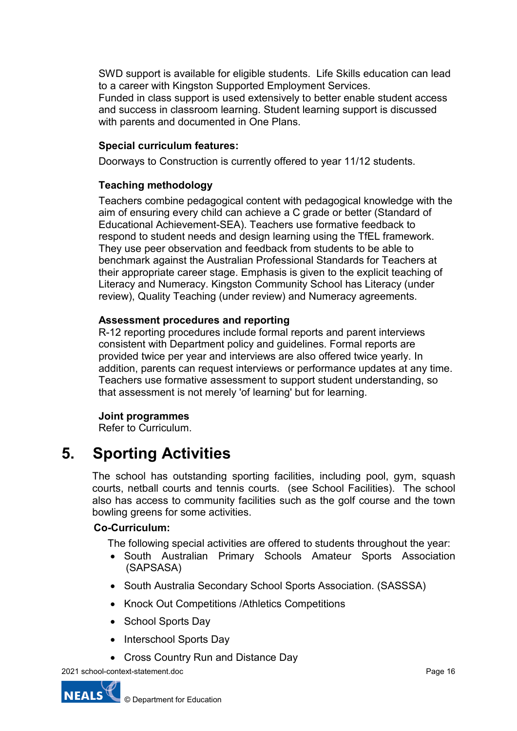SWD support is available for eligible students. Life Skills education can lead to a career with Kingston Supported Employment Services.
Funded in class support is used extensively to better enable student access and success in classroom learning. Student learning support is discussed with parents and documented in One Plans.

**Special curriculum features:**

Doorways to Construction is currently offered to year 11/12 students.

**Teaching methodology**

Teachers combine pedagogical content with pedagogical knowledge with the aim of ensuring every child can achieve a C grade or better (Standard of Educational Achievement-SEA). Teachers use formative feedback to respond to student needs and design learning using the TfEL framework. They use peer observation and feedback from students to be able to benchmark against the Australian Professional Standards for Teachers at their appropriate career stage. Emphasis is given to the explicit teaching of Literacy and Numeracy. Kingston Community School has Literacy (under review), Quality Teaching (under review) and Numeracy agreements.

**Assessment procedures and reporting**

R-12 reporting procedures include formal reports and parent interviews consistent with Department policy and guidelines. Formal reports are provided twice per year and interviews are also offered twice yearly. In addition, parents can request interviews or performance updates at any time. Teachers use formative assessment to support student understanding, so that assessment is not merely 'of learning' but for learning.

**Joint programmes**

Refer to Curriculum.

# 5. Sporting Activities

The school has outstanding sporting facilities, including pool, gym, squash courts, netball courts and tennis courts. (see School Facilities). The school also has access to community facilities such as the golf course and the town bowling greens for some activities.

**Co-Curriculum:**

The following special activities are offered to students throughout the year:

- South Australian Primary Schools Amateur Sports Association (SAPSASA)
- South Australia Secondary School Sports Association. (SASSSA)
- Knock Out Competitions /Athletics Competitions
- School Sports Day
- Interschool Sports Day
- Cross Country Run and Distance Day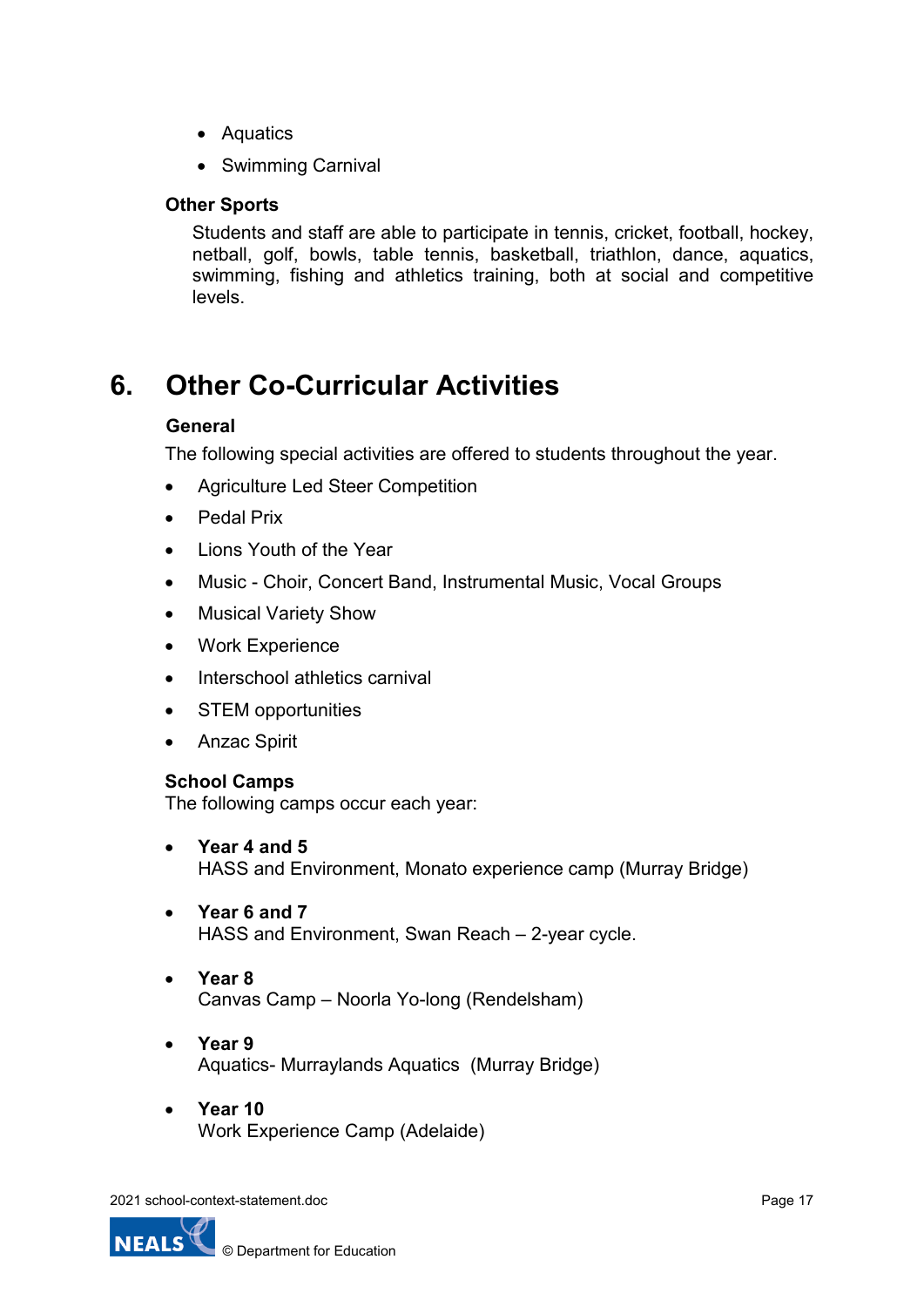- Aquatics
- Swimming Carnival

### Other Sports

Students and staff are able to participate in tennis, cricket, football, hockey, netball, golf, bowls, table tennis, basketball, triathlon, dance, aquatics, swimming, fishing and athletics training, both at social and competitive levels.

## 6. Other Co-Curricular Activities

### General

The following special activities are offered to students throughout the year.

- Agriculture Led Steer Competition
- Pedal Prix
- Lions Youth of the Year
- Music - Choir, Concert Band, Instrumental Music, Vocal Groups
- Musical Variety Show
- Work Experience
- Interschool athletics carnival
- STEM opportunities
- Anzac Spirit

### School Camps

The following camps occur each year:

- **Year 4 and 5**
  HASS and Environment, Monato experience camp (Murray Bridge)
- **Year 6 and 7**
  HASS and Environment, Swan Reach – 2-year cycle.
- **Year 8**
  Canvas Camp – Noorla Yo-long (Rendelsham)
- **Year 9**
  Aquatics- Murraylands Aquatics (Murray Bridge)
- **Year 10**
  Work Experience Camp (Adelaide)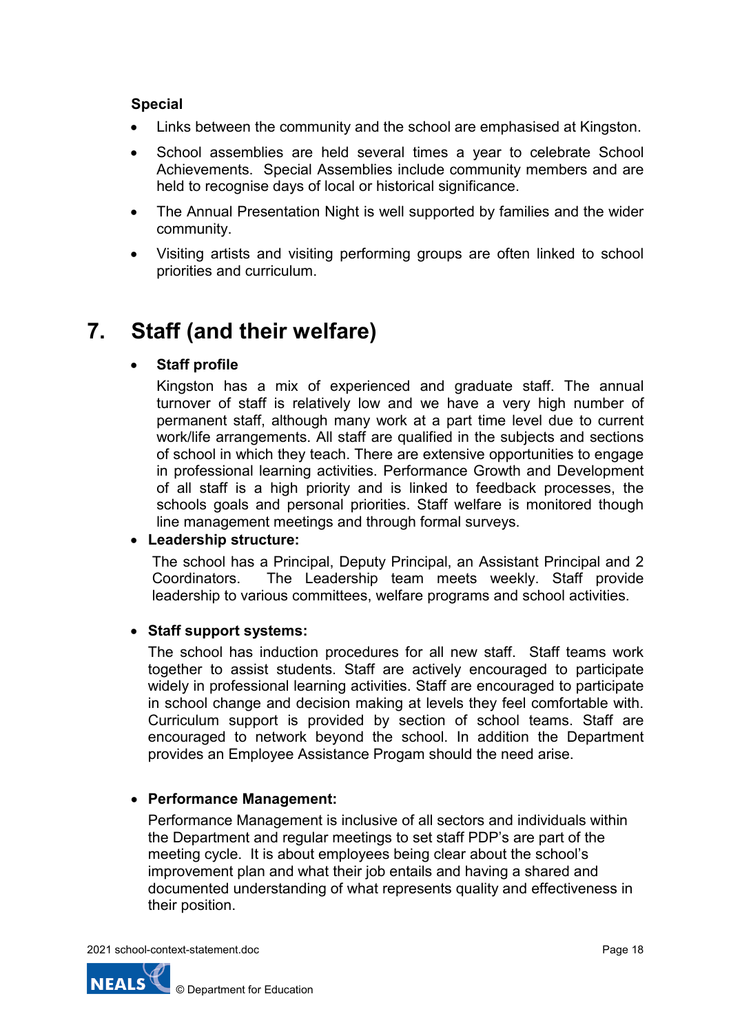**Special**

- Links between the community and the school are emphasised at Kingston.
- School assemblies are held several times a year to celebrate School Achievements. Special Assemblies include community members and are held to recognise days of local or historical significance.
- The Annual Presentation Night is well supported by families and the wider community.
- Visiting artists and visiting performing groups are often linked to school priorities and curriculum.

# 7. Staff (and their welfare)

- **Staff profile**

  Kingston has a mix of experienced and graduate staff. The annual turnover of staff is relatively low and we have a very high number of permanent staff, although many work at a part time level due to current work/life arrangements. All staff are qualified in the subjects and sections of school in which they teach. There are extensive opportunities to engage in professional learning activities. Performance Growth and Development of all staff is a high priority and is linked to feedback processes, the schools goals and personal priorities. Staff welfare is monitored though line management meetings and through formal surveys.

- **Leadership structure:**

  The school has a Principal, Deputy Principal, an Assistant Principal and 2 Coordinators. The Leadership team meets weekly. Staff provide leadership to various committees, welfare programs and school activities.

- **Staff support systems:**

  The school has induction procedures for all new staff. Staff teams work together to assist students. Staff are actively encouraged to participate widely in professional learning activities. Staff are encouraged to participate in school change and decision making at levels they feel comfortable with. Curriculum support is provided by section of school teams. Staff are encouraged to network beyond the school. In addition the Department provides an Employee Assistance Progam should the need arise.

- **Performance Management:**

  Performance Management is inclusive of all sectors and individuals within the Department and regular meetings to set staff PDP's are part of the meeting cycle. It is about employees being clear about the school's improvement plan and what their job entails and having a shared and documented understanding of what represents quality and effectiveness in their position.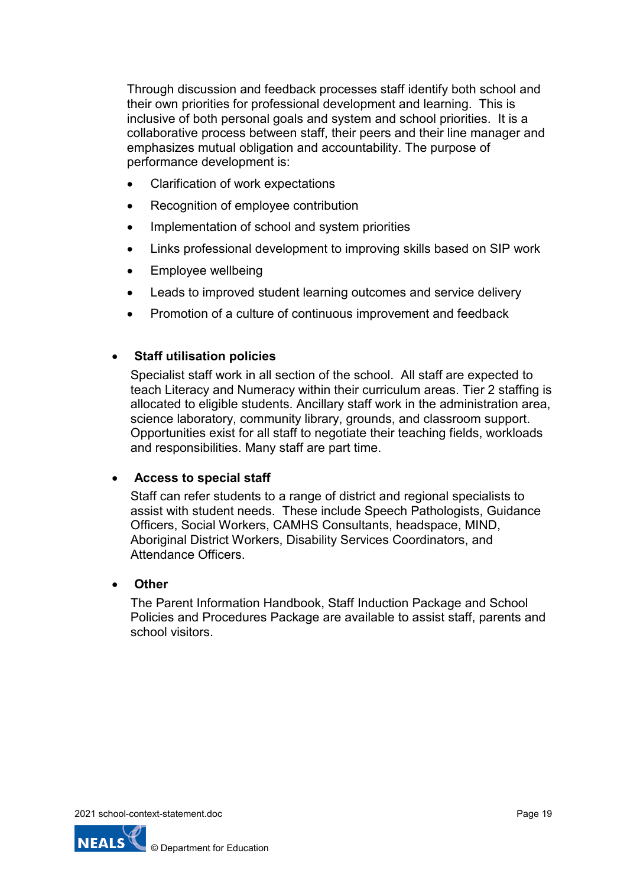Through discussion and feedback processes staff identify both school and their own priorities for professional development and learning. This is inclusive of both personal goals and system and school priorities. It is a collaborative process between staff, their peers and their line manager and emphasizes mutual obligation and accountability. The purpose of performance development is:

- Clarification of work expectations
- Recognition of employee contribution
- Implementation of school and system priorities
- Links professional development to improving skills based on SIP work
- Employee wellbeing
- Leads to improved student learning outcomes and service delivery
- Promotion of a culture of continuous improvement and feedback

- **Staff utilisation policies**

  Specialist staff work in all section of the school. All staff are expected to teach Literacy and Numeracy within their curriculum areas. Tier 2 staffing is allocated to eligible students. Ancillary staff work in the administration area, science laboratory, community library, grounds, and classroom support. Opportunities exist for all staff to negotiate their teaching fields, workloads and responsibilities. Many staff are part time.

- **Access to special staff**

  Staff can refer students to a range of district and regional specialists to assist with student needs. These include Speech Pathologists, Guidance Officers, Social Workers, CAMHS Consultants, headspace, MIND, Aboriginal District Workers, Disability Services Coordinators, and Attendance Officers.

- **Other**

  The Parent Information Handbook, Staff Induction Package and School Policies and Procedures Package are available to assist staff, parents and school visitors.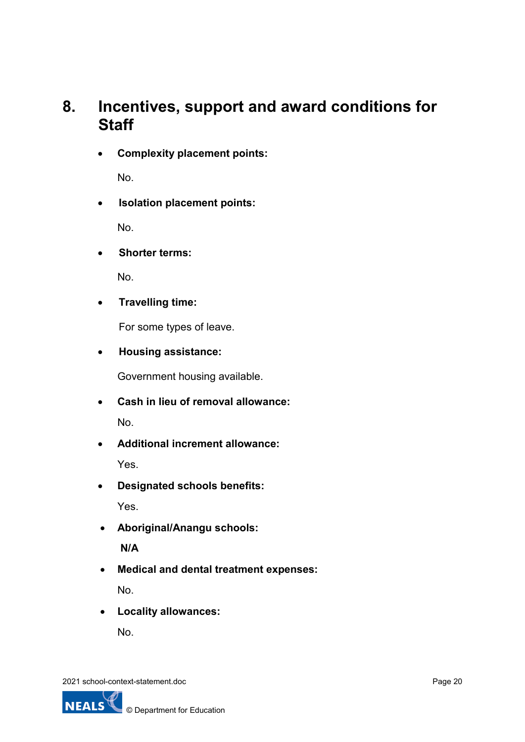## 8. Incentives, support and award conditions for Staff

- **Complexity placement points:**

  No.

- **Isolation placement points:**

  No.

- **Shorter terms:**

  No.

- **Travelling time:**

  For some types of leave.

- **Housing assistance:**

  Government housing available.

- **Cash in lieu of removal allowance:**

  No.

- **Additional increment allowance:**

  Yes.

- **Designated schools benefits:**

  Yes.

- **Aboriginal/Anangu schools:**

  **N/A**

- **Medical and dental treatment expenses:**

  No.

- **Locality allowances:**

  No.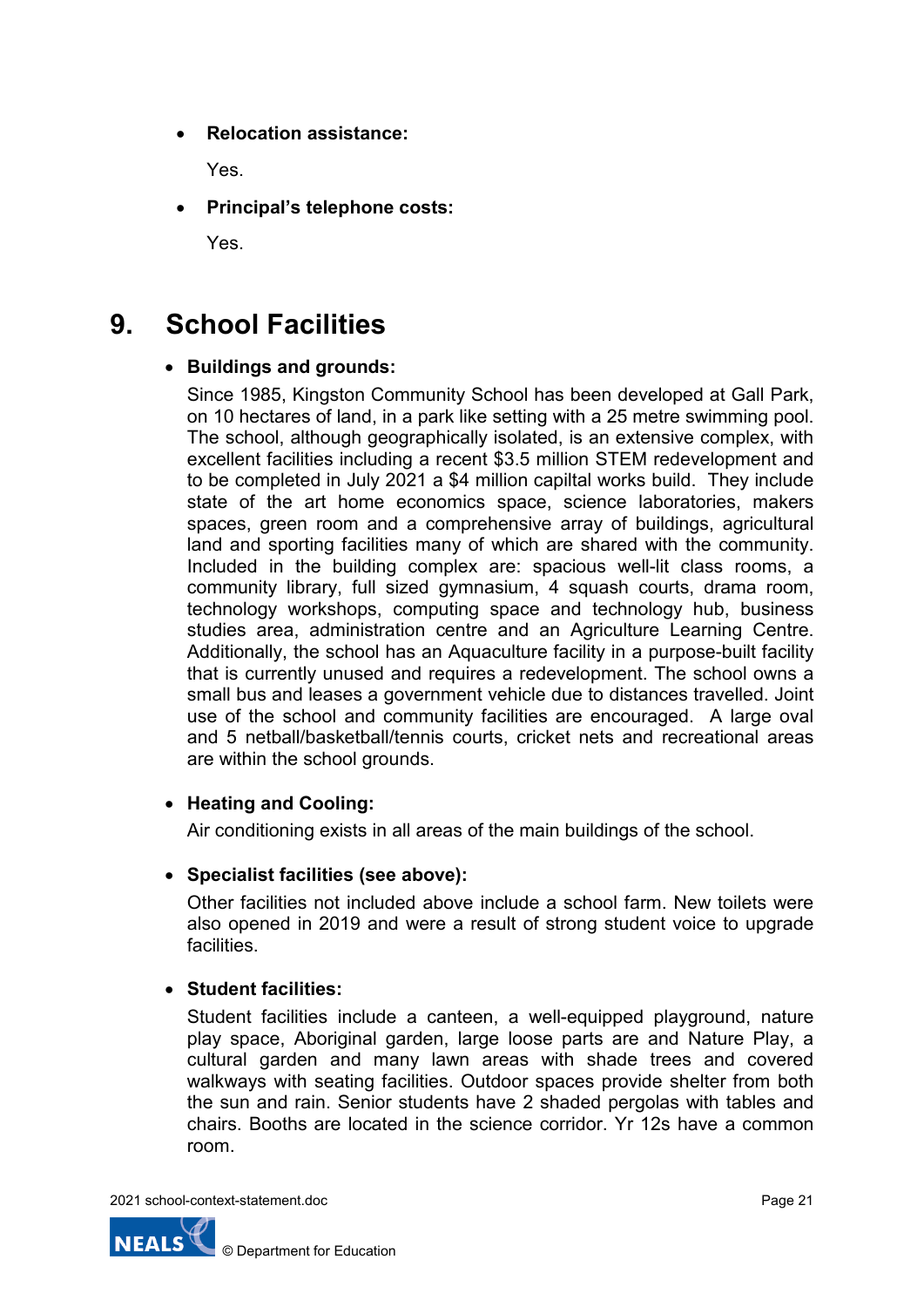- **Relocation assistance:**

  Yes.

- **Principal's telephone costs:**

  Yes.

## 9. School Facilities

- **Buildings and grounds:**

  Since 1985, Kingston Community School has been developed at Gall Park, on 10 hectares of land, in a park like setting with a 25 metre swimming pool. The school, although geographically isolated, is an extensive complex, with excellent facilities including a recent $3.5 million STEM redevelopment and to be completed in July 2021 a $4 million capiltal works build. They include state of the art home economics space, science laboratories, makers spaces, green room and a comprehensive array of buildings, agricultural land and sporting facilities many of which are shared with the community. Included in the building complex are: spacious well-lit class rooms, a community library, full sized gymnasium, 4 squash courts, drama room, technology workshops, computing space and technology hub, business studies area, administration centre and an Agriculture Learning Centre. Additionally, the school has an Aquaculture facility in a purpose-built facility that is currently unused and requires a redevelopment. The school owns a small bus and leases a government vehicle due to distances travelled. Joint use of the school and community facilities are encouraged. A large oval and 5 netball/basketball/tennis courts, cricket nets and recreational areas are within the school grounds.

- **Heating and Cooling:**

  Air conditioning exists in all areas of the main buildings of the school.

- **Specialist facilities (see above):**

  Other facilities not included above include a school farm. New toilets were also opened in 2019 and were a result of strong student voice to upgrade facilities.

- **Student facilities:**

  Student facilities include a canteen, a well-equipped playground, nature play space, Aboriginal garden, large loose parts are and Nature Play, a cultural garden and many lawn areas with shade trees and covered walkways with seating facilities. Outdoor spaces provide shelter from both the sun and rain. Senior students have 2 shaded pergolas with tables and chairs. Booths are located in the science corridor. Yr 12s have a common room.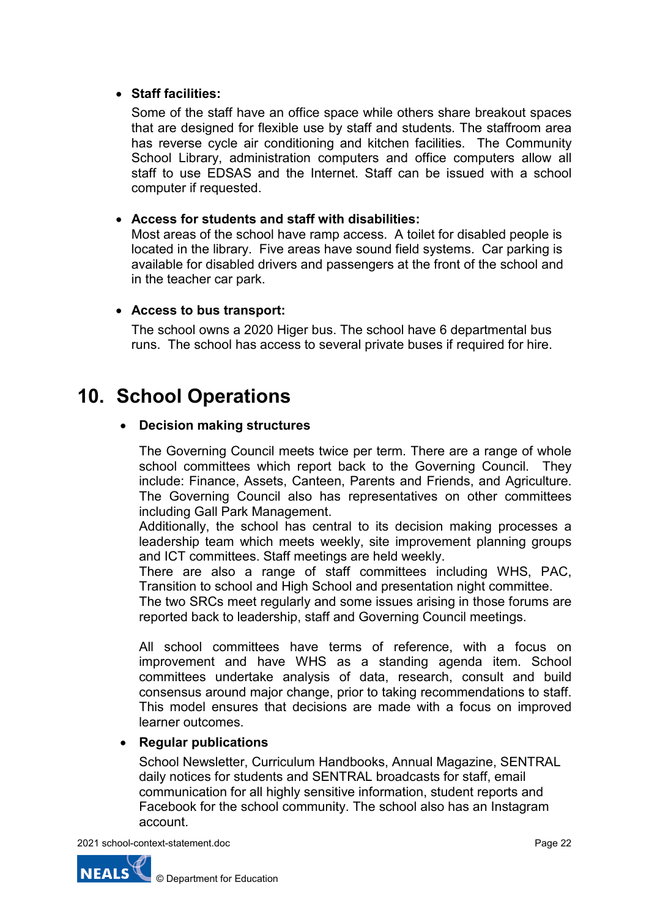- **Staff facilities:**

  Some of the staff have an office space while others share breakout spaces that are designed for flexible use by staff and students. The staffroom area has reverse cycle air conditioning and kitchen facilities. The Community School Library, administration computers and office computers allow all staff to use EDSAS and the Internet. Staff can be issued with a school computer if requested.

- **Access for students and staff with disabilities:**

  Most areas of the school have ramp access. A toilet for disabled people is located in the library. Five areas have sound field systems. Car parking is available for disabled drivers and passengers at the front of the school and in the teacher car park.

- **Access to bus transport:**

  The school owns a 2020 Higer bus. The school have 6 departmental bus runs. The school has access to several private buses if required for hire.

## 10. School Operations

- **Decision making structures**

  The Governing Council meets twice per term. There are a range of whole school committees which report back to the Governing Council. They include: Finance, Assets, Canteen, Parents and Friends, and Agriculture. The Governing Council also has representatives on other committees including Gall Park Management.
  Additionally, the school has central to its decision making processes a leadership team which meets weekly, site improvement planning groups and ICT committees. Staff meetings are held weekly.
  There are also a range of staff committees including WHS, PAC, Transition to school and High School and presentation night committee.
  The two SRCs meet regularly and some issues arising in those forums are reported back to leadership, staff and Governing Council meetings.

  All school committees have terms of reference, with a focus on improvement and have WHS as a standing agenda item. School committees undertake analysis of data, research, consult and build consensus around major change, prior to taking recommendations to staff. This model ensures that decisions are made with a focus on improved learner outcomes.

- **Regular publications**

  School Newsletter, Curriculum Handbooks, Annual Magazine, SENTRAL daily notices for students and SENTRAL broadcasts for staff, email communication for all highly sensitive information, student reports and Facebook for the school community. The school also has an Instagram account.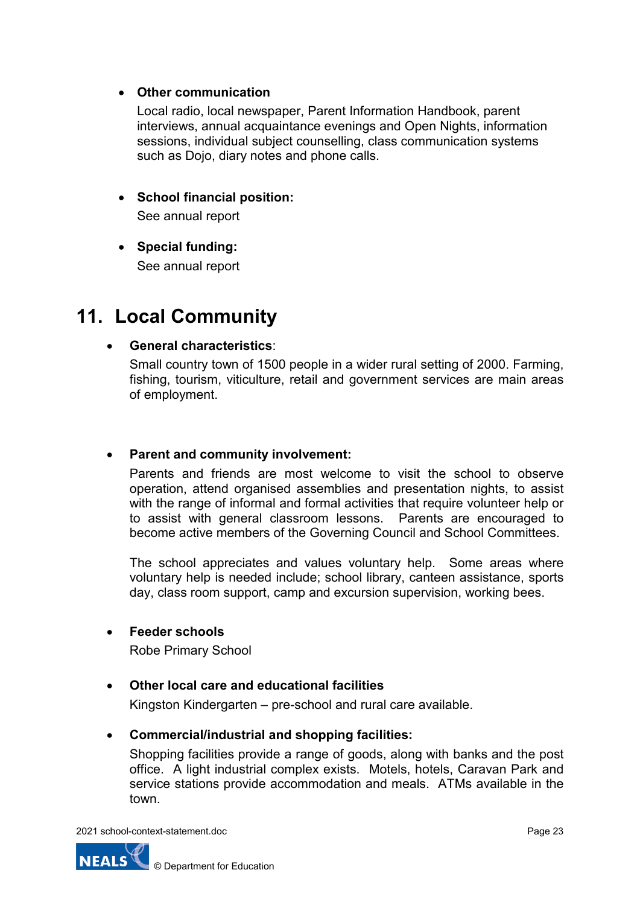- **Other communication**

  Local radio, local newspaper, Parent Information Handbook, parent interviews, annual acquaintance evenings and Open Nights, information sessions, individual subject counselling, class communication systems such as Dojo, diary notes and phone calls.

- **School financial position:**

  See annual report

- **Special funding:**

  See annual report

# 11. Local Community

- **General characteristics**:

  Small country town of 1500 people in a wider rural setting of 2000. Farming, fishing, tourism, viticulture, retail and government services are main areas of employment.

- **Parent and community involvement:**

  Parents and friends are most welcome to visit the school to observe operation, attend organised assemblies and presentation nights, to assist with the range of informal and formal activities that require volunteer help or to assist with general classroom lessons. Parents are encouraged to become active members of the Governing Council and School Committees.

  The school appreciates and values voluntary help. Some areas where voluntary help is needed include; school library, canteen assistance, sports day, class room support, camp and excursion supervision, working bees.

- **Feeder schools**

  Robe Primary School

- **Other local care and educational facilities**

  Kingston Kindergarten – pre-school and rural care available.

- **Commercial/industrial and shopping facilities:**

  Shopping facilities provide a range of goods, along with banks and the post office. A light industrial complex exists. Motels, hotels, Caravan Park and service stations provide accommodation and meals. ATMs available in the town.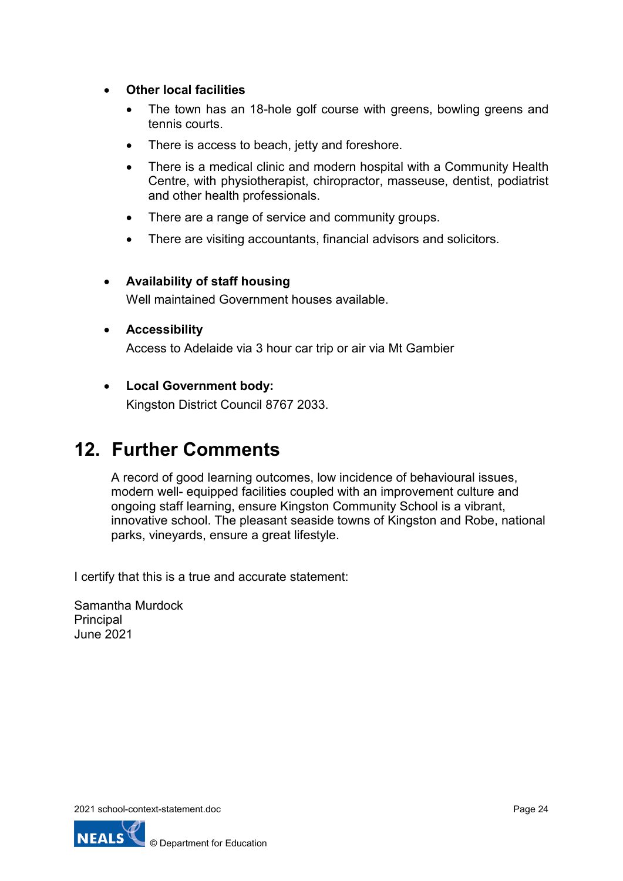- **Other local facilities**
  - The town has an 18-hole golf course with greens, bowling greens and tennis courts.
  - There is access to beach, jetty and foreshore.
  - There is a medical clinic and modern hospital with a Community Health Centre, with physiotherapist, chiropractor, masseuse, dentist, podiatrist and other health professionals.
  - There are a range of service and community groups.
  - There are visiting accountants, financial advisors and solicitors.

- **Availability of staff housing**

  Well maintained Government houses available.

- **Accessibility**

  Access to Adelaide via 3 hour car trip or air via Mt Gambier

- **Local Government body:**

  Kingston District Council 8767 2033.

## 12. Further Comments

A record of good learning outcomes, low incidence of behavioural issues, modern well- equipped facilities coupled with an improvement culture and ongoing staff learning, ensure Kingston Community School is a vibrant, innovative school. The pleasant seaside towns of Kingston and Robe, national parks, vineyards, ensure a great lifestyle.

I certify that this is a true and accurate statement:

Samantha Murdock
Principal
June 2021